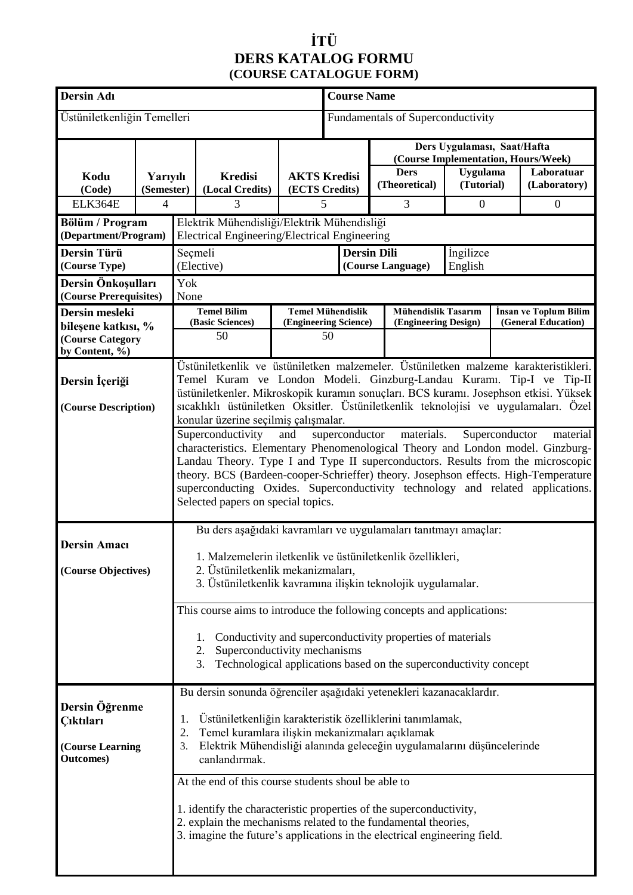# İTÜ
# DERS KATALOG FORMU
## (COURSE CATALOGUE FORM)

| Dersin Adı | Course Name |
|---|---|
| Üstüniletkenliğin Temelleri | Fundamentals of Superconductivity |

| Kodu (Code) | Yarıyılı (Semester) | Kredisi (Local Credits) | AKTS Kredisi (ECTS Credits) | Ders Uygulaması, Saat/Hafta (Course Implementation, Hours/Week) | | |
|---|---|---|---|---|---|---|
| | | | | Ders (Theoretical) | Uygulama (Tutorial) | Laboratuar (Laboratory) |
| ELK364E | 4 | 3 | 5 | 3 | 0 | 0 |

| | | | |
|---|---|---|---|
| **Bölüm / Program (Department/Program)** | Elektrik Mühendisliği/Elektrik Mühendisliği<br>Electrical Engineering/Electrical Engineering | | |
| **Dersin Türü (Course Type)** | Seçmeli (Elective) | **Dersin Dili (Course Language)** | İngilizce English |
| **Dersin Önkoşulları (Course Prerequisites)** | Yok<br>None | | |

| Dersin mesleki bileşene katkısı, % (Course Category by Content, %) | Temel Bilim (Basic Sciences) | Temel Mühendislik (Engineering Science) | Mühendislik Tasarım (Engineering Design) | İnsan ve Toplum Bilim (General Education) |
|---|---|---|---|---|
| | 50 | 50 | | |

**Dersin İçeriği (Course Description)**

Üstüniletkenlik ve üstüniletken malzemeler. Üstüniletken malzeme karakteristikleri. Temel Kuram ve London Modeli. Ginzburg-Landau Kuramı. Tip-I ve Tip-II üstüniletkenler. Mikroskopik kuramın sonuçları. BCS kuramı. Josephson etkisi. Yüksek sıcaklıklı üstüniletken Oksitler. Üstüniletkenlik teknolojisi ve uygulamaları. Özel konular üzerine seçilmiş çalışmalar.

Superconductivity and superconductor materials. Superconductor material characteristics. Elementary Phenomenological Theory and London model. Ginzburg-Landau Theory. Type I and Type II superconductors. Results from the microscopic theory. BCS (Bardeen-cooper-Schrieffer) theory. Josephson effects. High-Temperature superconducting Oxides. Superconductivity technology and related applications. Selected papers on special topics.

**Dersin Amacı (Course Objectives)**

Bu ders aşağıdaki kavramları ve uygulamaları tanıtmayı amaçlar:

1. Malzemelerin iletkenlik ve üstüniletkenlik özellikleri,
2. Üstüniletkenlik mekanizmaları,
3. Üstüniletkenlik kavramına ilişkin teknolojik uygulamalar.

This course aims to introduce the following concepts and applications:

1. Conductivity and superconductivity properties of materials
2. Superconductivity mechanisms
3. Technological applications based on the superconductivity concept

**Dersin Öğrenme Çıktıları (Course Learning Outcomes)**

Bu dersin sonunda öğrenciler aşağıdaki yetenekleri kazanacaklardır.

1. Üstüniletkenliğin karakteristik özelliklerini tanımlamak,
2. Temel kuramlara ilişkin mekanizmaları açıklamak
3. Elektrik Mühendisliği alanında geleceğin uygulamalarını düşüncelerinde canlandırmak.

At the end of this course students shoul be able to

1. identify the characteristic properties of the superconductivity,
2. explain the mechanisms related to the fundamental theories,
3. imagine the future's applications in the electrical engineering field.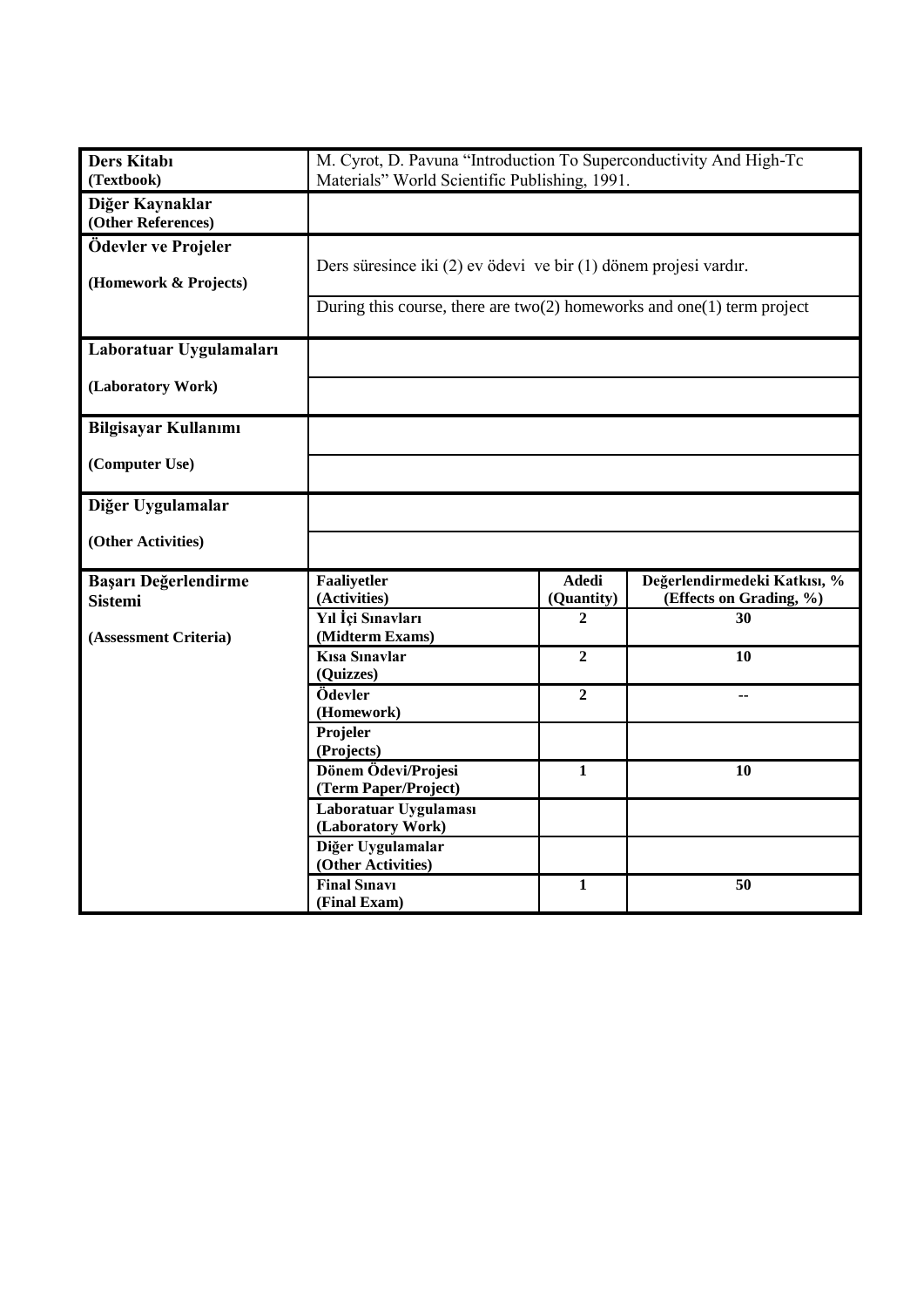| **Ders Kitabı (Textbook)** | M. Cyrot, D. Pavuna "Introduction To Superconductivity And High-Tc Materials" World Scientific Publishing, 1991. | | |
|---|---|---|---|
| **Diğer Kaynaklar (Other References)** | | | |
| **Ödevler ve Projeler (Homework & Projects)** | Ders süresince iki (2) ev ödevi ve bir (1) dönem projesi vardır. | | |
| | During this course, there are two(2) homeworks and one(1) term project | | |
| **Laboratuar Uygulamaları (Laboratory Work)** | | | |
| **Bilgisayar Kullanımı (Computer Use)** | | | |
| **Diğer Uygulamalar (Other Activities)** | | | |
| **Başarı Değerlendirme Sistemi (Assessment Criteria)** | **Faaliyetler (Activities)** | **Adedi (Quantity)** | **Değerlendirmedeki Katkısı, % (Effects on Grading, %)** |
| | **Yıl İçi Sınavları (Midterm Exams)** | **2** | **30** |
| | **Kısa Sınavlar (Quizzes)** | **2** | **10** |
| | **Ödevler (Homework)** | **2** | **--** |
| | **Projeler (Projects)** | | |
| | **Dönem Ödevi/Projesi (Term Paper/Project)** | **1** | **10** |
| | **Laboratuar Uygulaması (Laboratory Work)** | | |
| | **Diğer Uygulamalar (Other Activities)** | | |
| | **Final Sınavı (Final Exam)** | **1** | **50** |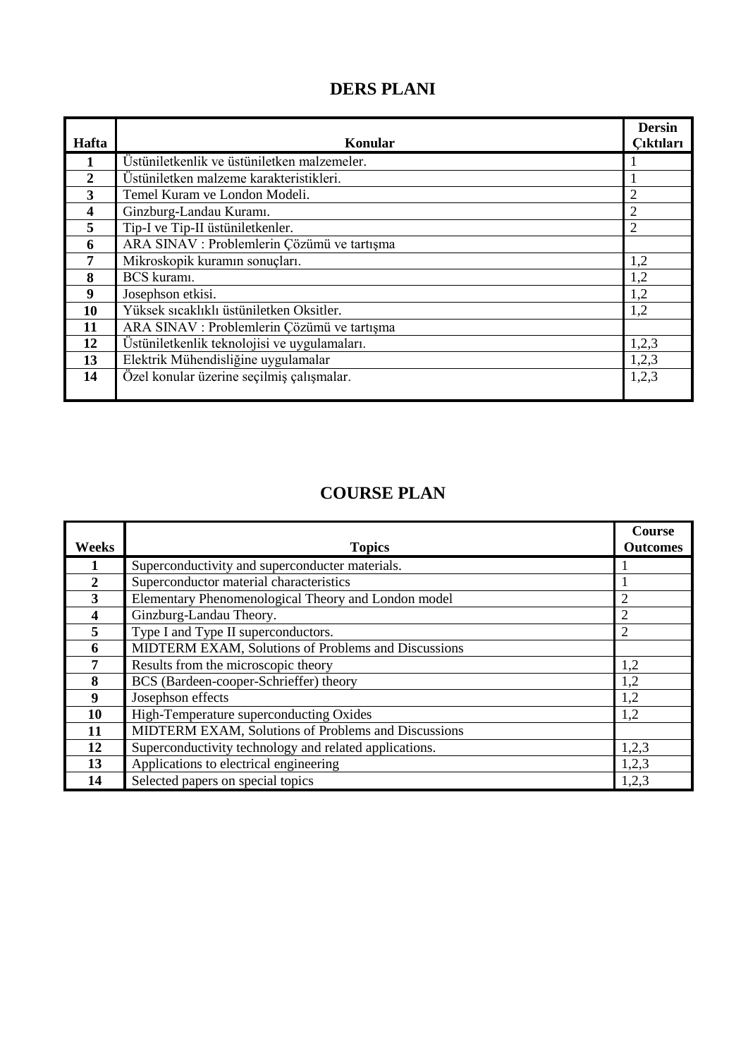## DERS PLANI

| Hafta | Konular | Dersin Çıktıları |
|---|---|---|
| 1 | Üstüniletkenlik ve üstüniletken malzemeler. | 1 |
| 2 | Üstüniletken malzeme karakteristikleri. | 1 |
| 3 | Temel Kuram ve London Modeli. | 2 |
| 4 | Ginzburg-Landau Kuramı. | 2 |
| 5 | Tip-I ve Tip-II üstüniletkenler. | 2 |
| 6 | ARA SINAV : Problemlerin Çözümü ve tartışma | |
| 7 | Mikroskopik kuramın sonuçları. | 1,2 |
| 8 | BCS kuramı. | 1,2 |
| 9 | Josephson etkisi. | 1,2 |
| 10 | Yüksek sıcaklıklı üstüniletken Oksitler. | 1,2 |
| 11 | ARA SINAV : Problemlerin Çözümü ve tartışma | |
| 12 | Üstüniletkenlik teknolojisi ve uygulamaları. | 1,2,3 |
| 13 | Elektrik Mühendisliğine uygulamalar | 1,2,3 |
| 14 | Özel konular üzerine seçilmiş çalışmalar. | 1,2,3 |

## COURSE PLAN

| Weeks | Topics | Course Outcomes |
|---|---|---|
| 1 | Superconductivity and superconducter materials. | 1 |
| 2 | Superconductor material characteristics | 1 |
| 3 | Elementary Phenomenological Theory and London model | 2 |
| 4 | Ginzburg-Landau Theory. | 2 |
| 5 | Type I and Type II superconductors. | 2 |
| 6 | MIDTERM EXAM, Solutions of Problems and Discussions | |
| 7 | Results from the microscopic theory | 1,2 |
| 8 | BCS (Bardeen-cooper-Schrieffer) theory | 1,2 |
| 9 | Josephson effects | 1,2 |
| 10 | High-Temperature superconducting Oxides | 1,2 |
| 11 | MIDTERM EXAM, Solutions of Problems and Discussions | |
| 12 | Superconductivity technology and related applications. | 1,2,3 |
| 13 | Applications to electrical engineering | 1,2,3 |
| 14 | Selected papers on special topics | 1,2,3 |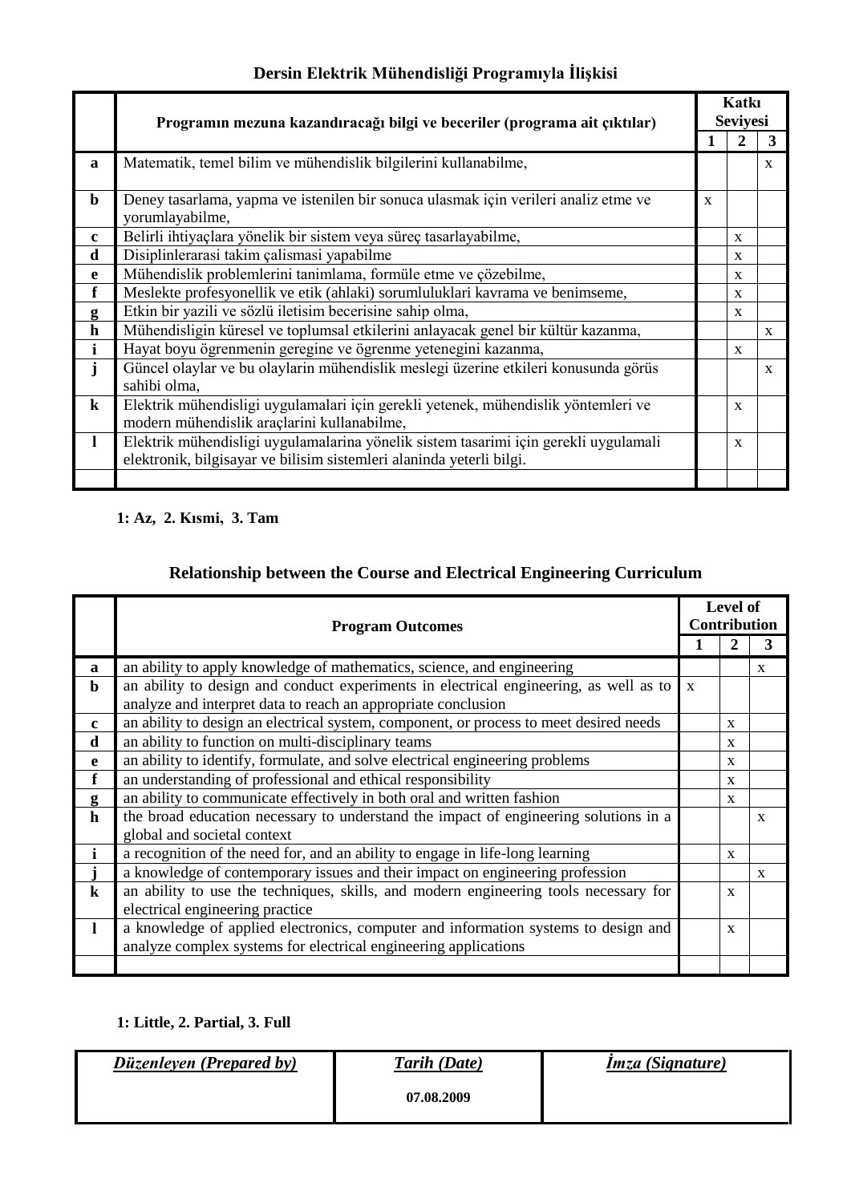## Dersin Elektrik Mühendisliği Programıyla İlişkisi

| | Programın mezuna kazandıracağı bilgi ve beceriler (programa ait çıktılar) | Katkı Seviyesi | | |
|---|---|---|---|---|
| | | 1 | 2 | 3 |
| **a** | Matematik, temel bilim ve mühendislik bilgilerini kullanabilme, | | | x |
| **b** | Deney tasarlama, yapma ve istenilen bir sonuca ulasmak için verileri analiz etme ve yorumlayabilme, | x | | |
| **c** | Belirli ihtiyaçlara yönelik bir sistem veya süreç tasarlayabilme, | | x | |
| **d** | Disiplinlerarasi takim çalismasi yapabilme | | x | |
| **e** | Mühendislik problemlerini tanimlama, formüle etme ve çözebilme, | | x | |
| **f** | Meslekte profesyonellik ve etik (ahlaki) sorumluluklari kavrama ve benimseme, | | x | |
| **g** | Etkin bir yazili ve sözlü iletisim becerisine sahip olma, | | x | |
| **h** | Mühendisligin küresel ve toplumsal etkilerini anlayacak genel bir kültür kazanma, | | | x |
| **i** | Hayat boyu ögrenmenin geregine ve ögrenme yetenegini kazanma, | | x | |
| **j** | Güncel olaylar ve bu olaylarin mühendislik meslegi üzerine etkileri konusunda görüs sahibi olma, | | | x |
| **k** | Elektrik mühendisligi uygulamalari için gerekli yetenek, mühendislik yöntemleri ve modern mühendislik araçlarini kullanabilme, | | x | |
| **l** | Elektrik mühendisligi uygulamalarina yönelik sistem tasarimi için gerekli uygulamali elektronik, bilgisayar ve bilisim sistemleri alaninda yeterli bilgi. | | x | |
| | | | | |

**1: Az, 2. Kısmi, 3. Tam**

## Relationship between the Course and Electrical Engineering Curriculum

| | Program Outcomes | Level of Contribution | | |
|---|---|---|---|---|
| | | 1 | 2 | 3 |
| **a** | an ability to apply knowledge of mathematics, science, and engineering | | | x |
| **b** | an ability to design and conduct experiments in electrical engineering, as well as to analyze and interpret data to reach an appropriate conclusion | x | | |
| **c** | an ability to design an electrical system, component, or process to meet desired needs | | x | |
| **d** | an ability to function on multi-disciplinary teams | | x | |
| **e** | an ability to identify, formulate, and solve electrical engineering problems | | x | |
| **f** | an understanding of professional and ethical responsibility | | x | |
| **g** | an ability to communicate effectively in both oral and written fashion | | x | |
| **h** | the broad education necessary to understand the impact of engineering solutions in a global and societal context | | | x |
| **i** | a recognition of the need for, and an ability to engage in life-long learning | | x | |
| **j** | a knowledge of contemporary issues and their impact on engineering profession | | | x |
| **k** | an ability to use the techniques, skills, and modern engineering tools necessary for electrical engineering practice | | x | |
| **l** | a knowledge of applied electronics, computer and information systems to design and analyze complex systems for electrical engineering applications | | x | |
| | | | | |

**1: Little, 2. Partial, 3. Full**

| *Düzenleyen (Prepared by)* | *Tarih (Date)* | *İmza (Signature)* |
|---|---|---|
| | 07.08.2009 | |